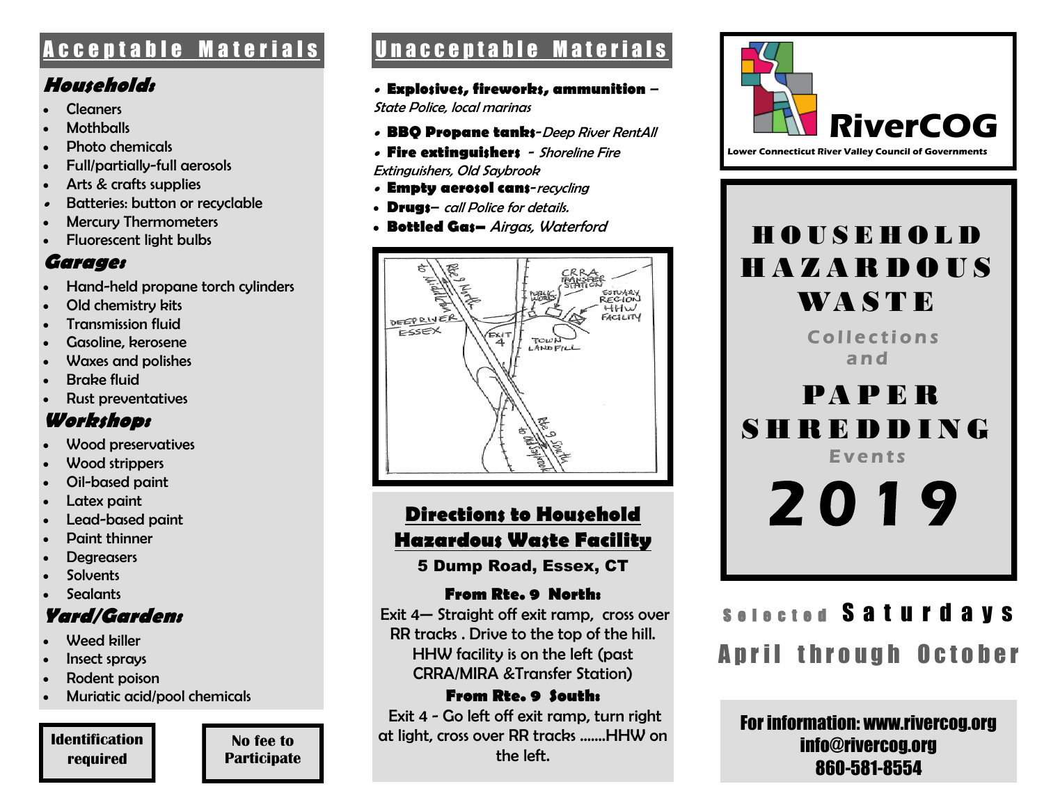## Acceptable Materials

### Households

- Cleaners
- Mothballs
- Photo chemicals
- Full/partially-full aerosols
- Arts & crafts supplies
- Batteries: button or recyclable
- Mercury Thermometers
- Fluorescent light bulbs

### Garages

- Hand-held propane torch cylinders
- Old chemistry kits
- Transmission fluid
- Gasoline, kerosene
- Waxes and polishes
- Brake fluid
- Rust preventatives

### Workshops

- Wood preservatives
- Wood strippers
- Oil-based paint
- Latex paint
- Lead-based paint
- Paint thinner
- Degreasers
- Solvents
- Sealants

### Yard/Gardens

- Weed killer
- Insect sprays
- Rodent poison
- Muriatic acid/pool chemicals

**Identification required**

**No fee to Participate**

## Unacceptable Materials

- **Explosives, fireworks, ammunition** – *State Police, local marinas*
- **BBQ Propane tanks**-*Deep River RentAll*
- **Fire extinguishers** - *Shoreline Fire Extinguishers, Old Saybrook*
- **Empty aerosol cans**-*recycling*
- **Drugs**– *call Police for details.*
- **Bottled Gas**– *Airgas, Waterford*

to Middletown | Rte 9 North | DEEP RIVER | ESSEX | EXIT 4 | PUBLIC WORKS | CRRA TRANSFER STATION | ESTUARY REGION HHW FACILITY | TOWN LANDFILL | to Old Saybrook | Rte 9 South

## Directions to Household Hazardous Waste Facility

**5 Dump Road, Essex, CT**

**From Rte. 9 North:**

Exit 4— Straight off exit ramp, cross over RR tracks . Drive to the top of the hill. HHW facility is on the left (past CRRA/MIRA &Transfer Station)

**From Rte. 9 South:**

Exit 4 - Go left off exit ramp, turn right at light, cross over RR tracks …….HHW on the left.

**RiverCOG**

Lower Connecticut River Valley Council of Governments

# HOUSEHOLD HAZARDOUS WASTE

Collections and

# PAPER SHREDDING

Events

# 2019

Selected **Saturdays**

**April through October**

**For information: www.rivercog.org**
**info@rivercog.org**
**860-581-8554**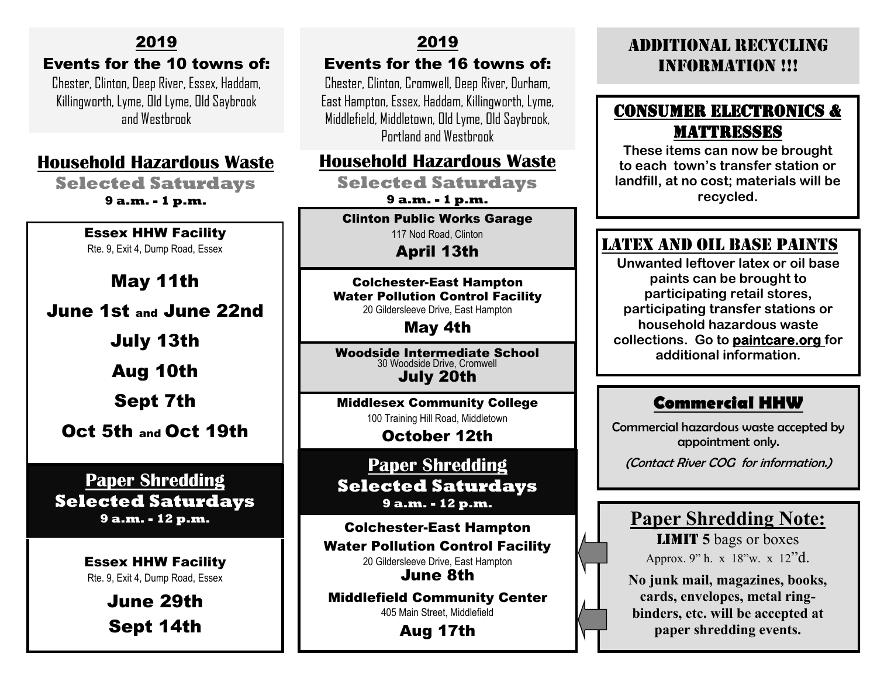## 2019

### Events for the 10 towns of:

Chester, Clinton, Deep River, Essex, Haddam, Killingworth, Lyme, Old Lyme, Old Saybrook and Westbrook

## Household Hazardous Waste

**Selected Saturdays**

**9 a.m. - 1 p.m.**

**Essex HHW Facility**
Rte. 9, Exit 4, Dump Road, Essex

**May 11th**

**June 1st and June 22nd**

**July 13th**

**Aug 10th**

**Sept 7th**

**Oct 5th and Oct 19th**

## Paper Shredding

**Selected Saturdays**

**9 a.m. - 12 p.m.**

**Essex HHW Facility**
Rte. 9, Exit 4, Dump Road, Essex

**June 29th**

**Sept 14th**

## 2019

### Events for the 16 towns of:

Chester, Clinton, Cromwell, Deep River, Durham, East Hampton, Essex, Haddam, Killingworth, Lyme, Middlefield, Middletown, Old Lyme, Old Saybrook, Portland and Westbrook

## Household Hazardous Waste

**Selected Saturdays**

**9 a.m. - 1 p.m.**

**Clinton Public Works Garage**
117 Nod Road, Clinton
**April 13th**

**Colchester-East Hampton Water Pollution Control Facility**
20 Gildersleeve Drive, East Hampton
**May 4th**

**Woodside Intermediate School**
30 Woodside Drive, Cromwell
**July 20th**

**Middlesex Community College**
100 Training Hill Road, Middletown
**October 12th**

## Paper Shredding

**Selected Saturdays**

**9 a.m. - 12 p.m.**

**Colchester-East Hampton Water Pollution Control Facility**
20 Gildersleeve Drive, East Hampton
**June 8th**

**Middlefield Community Center**
405 Main Street, Middlefield
**Aug 17th**

## ADDITIONAL RECYCLING INFORMATION !!!

### CONSUMER ELECTRONICS & MATTRESSES

**These items can now be brought to each town's transfer station or landfill, at no cost; materials will be recycled.**

### LATEX AND OIL BASE PAINTS

**Unwanted leftover latex or oil base paints can be brought to participating retail stores, participating transfer stations or household hazardous waste collections. Go to paintcare.org for additional information.**

### Commercial HHW

Commercial hazardous waste accepted by appointment only.

*(Contact River COG for information.)*

### Paper Shredding Note:

**LIMIT 5** bags or boxes

Approx. 9" h. x 18"w. x 12"d.

**No junk mail, magazines, books, cards, envelopes, metal ring-binders, etc. will be accepted at paper shredding events.**